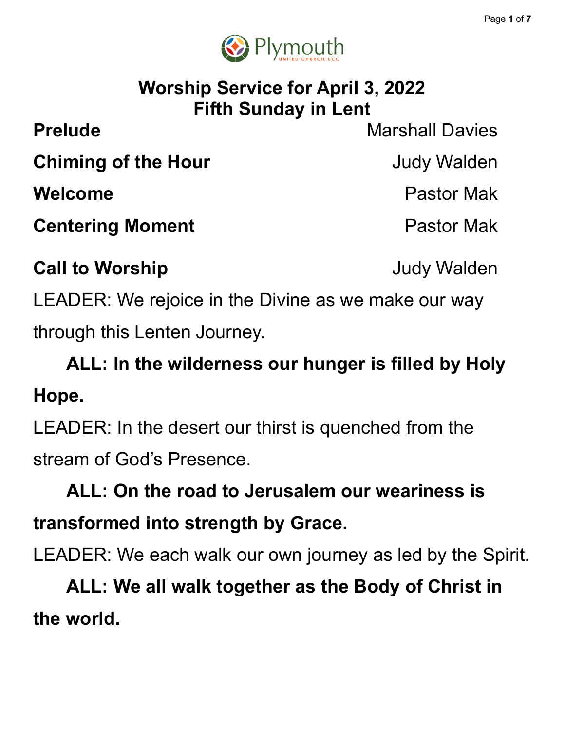Plymouth United Church, UCC

# Worship Service for April 3, 2022
## Fifth Sunday in Lent

**Prelude** — Marshall Davies

**Chiming of the Hour** — Judy Walden

**Welcome** — Pastor Mak

**Centering Moment** — Pastor Mak

**Call to Worship** — Judy Walden

LEADER: We rejoice in the Divine as we make our way through this Lenten Journey.

**ALL: In the wilderness our hunger is filled by Holy Hope.**

LEADER: In the desert our thirst is quenched from the stream of God's Presence.

**ALL: On the road to Jerusalem our weariness is transformed into strength by Grace.**

LEADER: We each walk our own journey as led by the Spirit.

**ALL: We all walk together as the Body of Christ in the world.**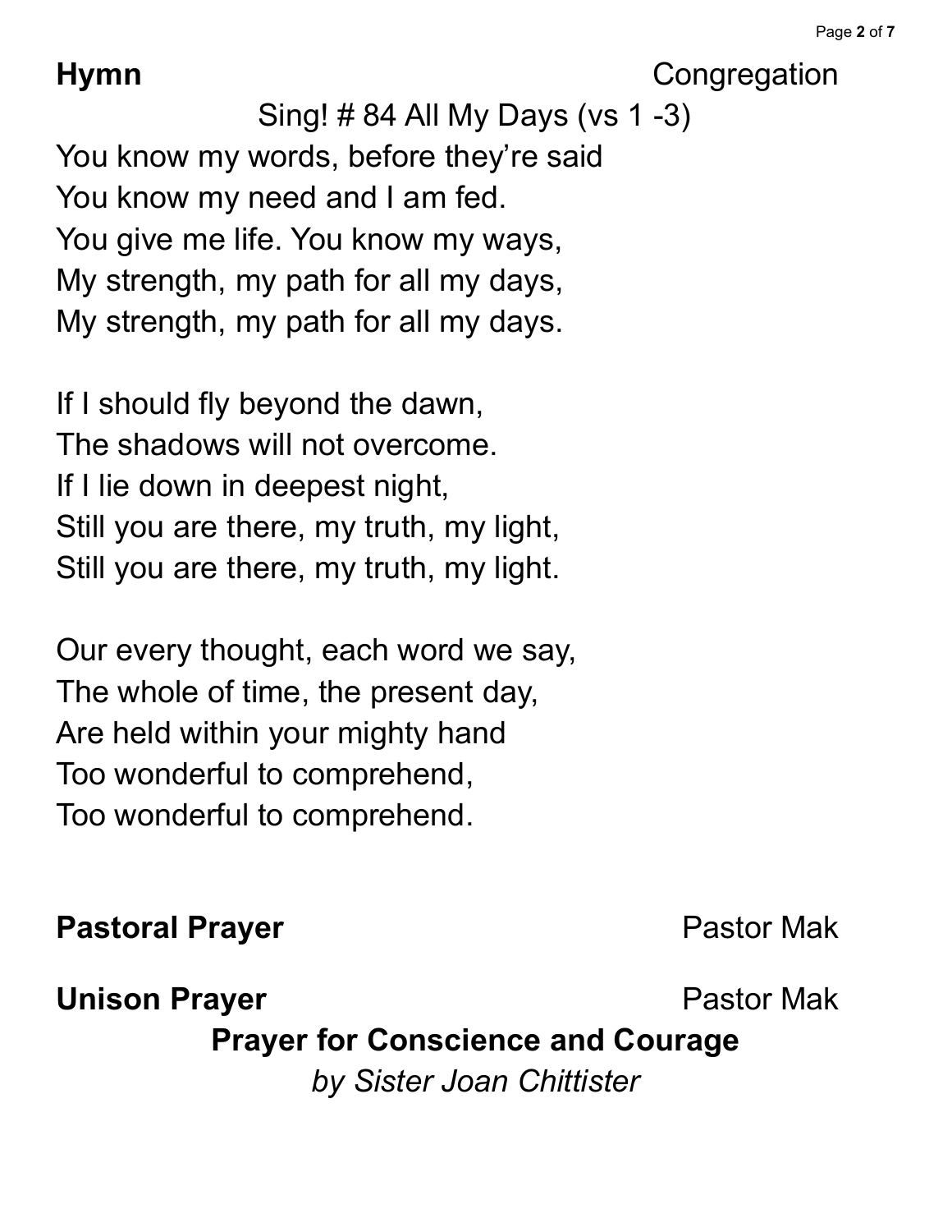**Hymn** Congregation

Sing! # 84 All My Days (vs 1 -3)

You know my words, before they're said
You know my need and I am fed.
You give me life. You know my ways,
My strength, my path for all my days,
My strength, my path for all my days.

If I should fly beyond the dawn,
The shadows will not overcome.
If I lie down in deepest night,
Still you are there, my truth, my light,
Still you are there, my truth, my light.

Our every thought, each word we say,
The whole of time, the present day,
Are held within your mighty hand
Too wonderful to comprehend,
Too wonderful to comprehend.

**Pastoral Prayer** Pastor Mak

**Unison Prayer** Pastor Mak

**Prayer for Conscience and Courage**

*by Sister Joan Chittister*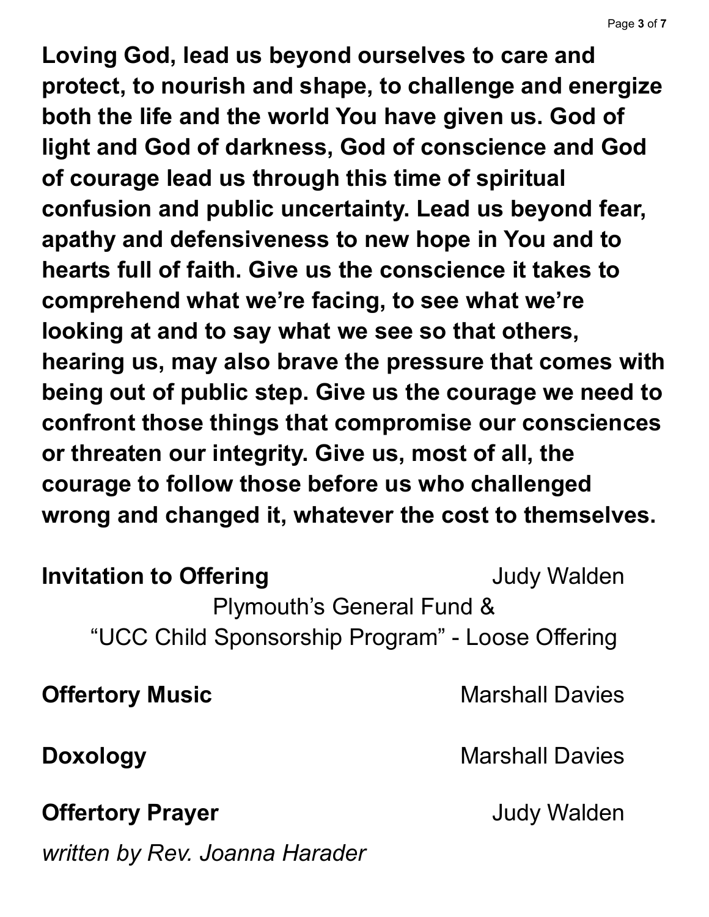**Loving God, lead us beyond ourselves to care and protect, to nourish and shape, to challenge and energize both the life and the world You have given us. God of light and God of darkness, God of conscience and God of courage lead us through this time of spiritual confusion and public uncertainty. Lead us beyond fear, apathy and defensiveness to new hope in You and to hearts full of faith. Give us the conscience it takes to comprehend what we're facing, to see what we're looking at and to say what we see so that others, hearing us, may also brave the pressure that comes with being out of public step. Give us the courage we need to confront those things that compromise our consciences or threaten our integrity. Give us, most of all, the courage to follow those before us who challenged wrong and changed it, whatever the cost to themselves.**

**Invitation to Offering** Judy Walden

Plymouth's General Fund &
"UCC Child Sponsorship Program" - Loose Offering

**Offertory Music** Marshall Davies

**Doxology** Marshall Davies

**Offertory Prayer** Judy Walden

*written by Rev. Joanna Harader*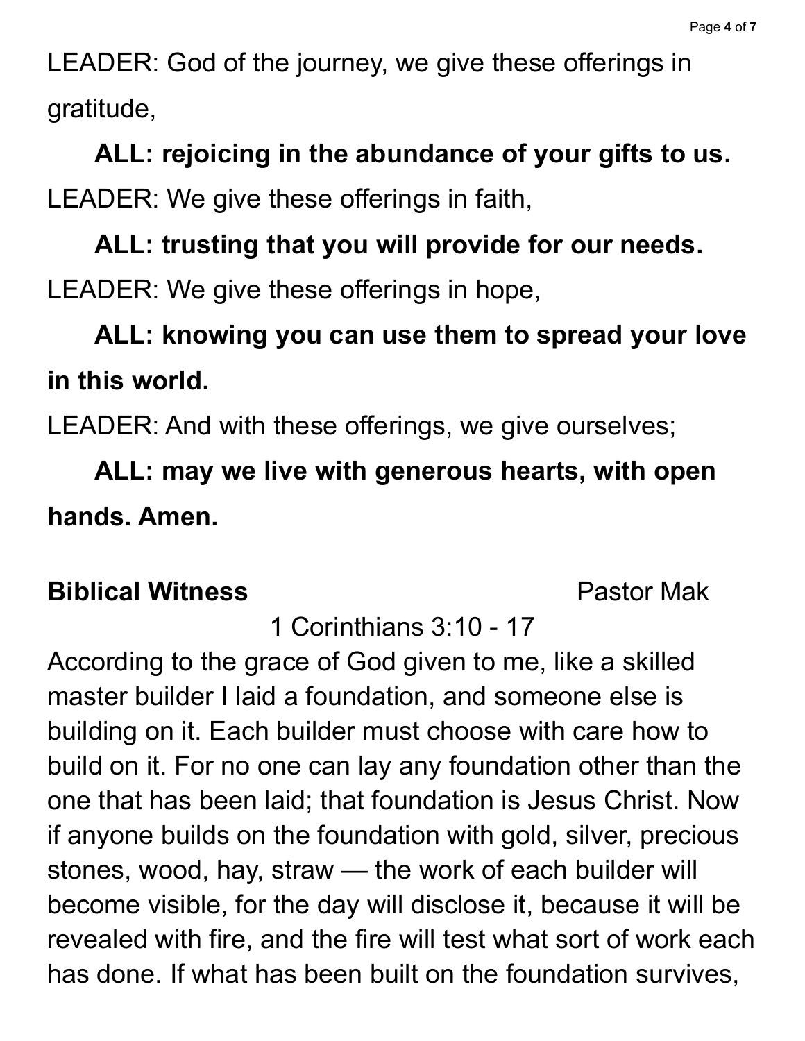LEADER: God of the journey, we give these offerings in gratitude,

**ALL: rejoicing in the abundance of your gifts to us.**

LEADER: We give these offerings in faith,

**ALL: trusting that you will provide for our needs.**

LEADER: We give these offerings in hope,

**ALL: knowing you can use them to spread your love in this world.**

LEADER: And with these offerings, we give ourselves;

**ALL: may we live with generous hearts, with open hands. Amen.**

**Biblical Witness** Pastor Mak

1 Corinthians 3:10 - 17

According to the grace of God given to me, like a skilled master builder I laid a foundation, and someone else is building on it. Each builder must choose with care how to build on it. For no one can lay any foundation other than the one that has been laid; that foundation is Jesus Christ. Now if anyone builds on the foundation with gold, silver, precious stones, wood, hay, straw — the work of each builder will become visible, for the day will disclose it, because it will be revealed with fire, and the fire will test what sort of work each has done. If what has been built on the foundation survives,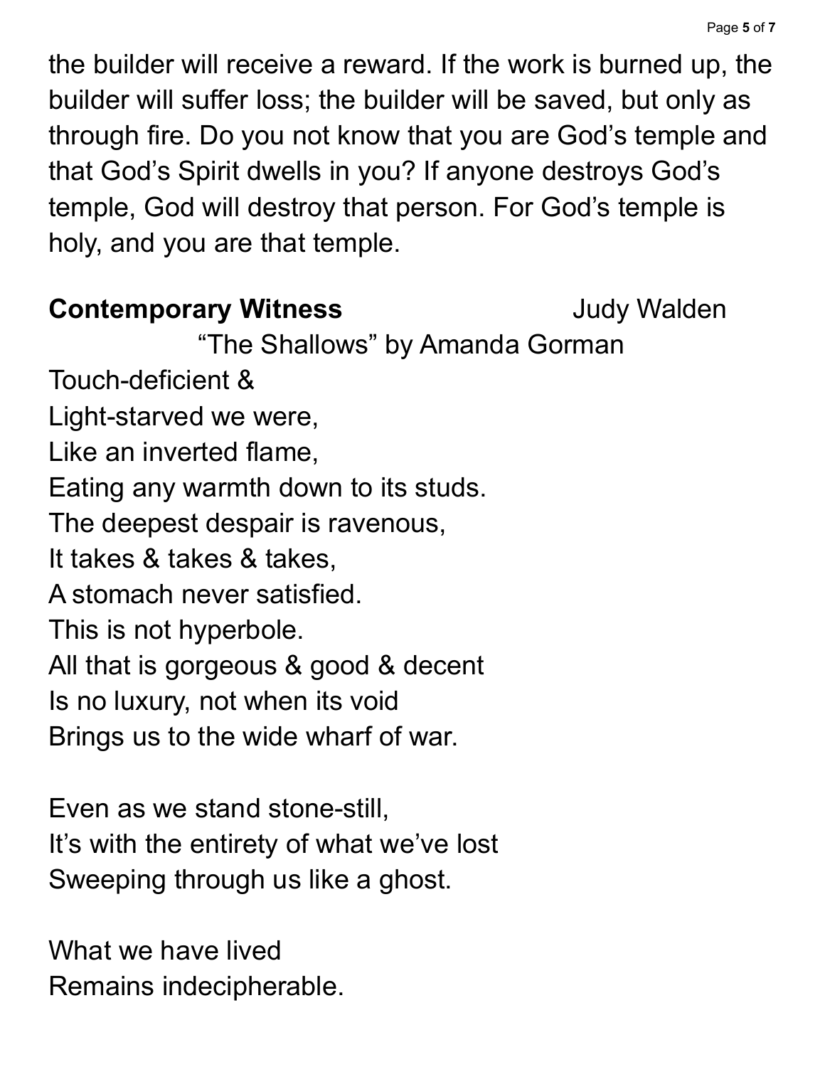the builder will receive a reward. If the work is burned up, the builder will suffer loss; the builder will be saved, but only as through fire. Do you not know that you are God's temple and that God's Spirit dwells in you? If anyone destroys God's temple, God will destroy that person. For God's temple is holy, and you are that temple.

**Contemporary Witness** Judy Walden

"The Shallows" by Amanda Gorman

Touch-deficient &  
Light-starved we were,  
Like an inverted flame,  
Eating any warmth down to its studs.  
The deepest despair is ravenous,  
It takes & takes & takes,  
A stomach never satisfied.  
This is not hyperbole.  
All that is gorgeous & good & decent  
Is no luxury, not when its void  
Brings us to the wide wharf of war.

Even as we stand stone-still,  
It's with the entirety of what we've lost  
Sweeping through us like a ghost.

What we have lived  
Remains indecipherable.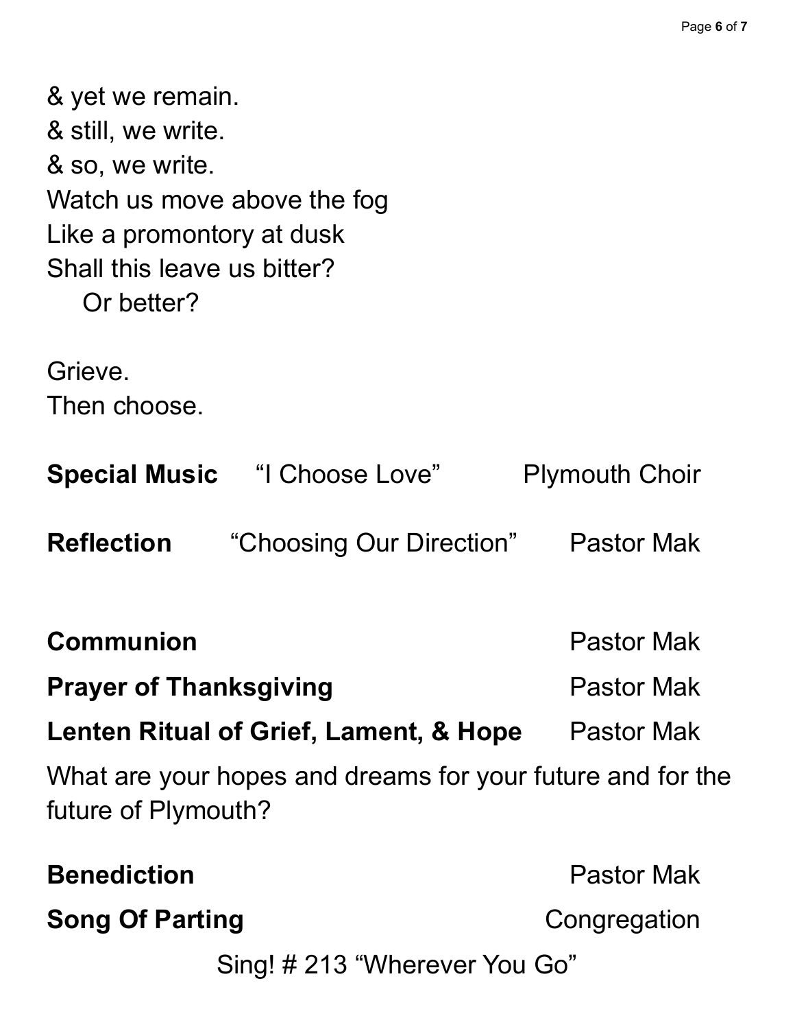& yet we remain.  
& still, we write.  
& so, we write.  
Watch us move above the fog  
Like a promontory at dusk  
Shall this leave us bitter?  
    Or better?

Grieve.  
Then choose.

**Special Music** "I Choose Love" Plymouth Choir

**Reflection** "Choosing Our Direction" Pastor Mak

**Communion** Pastor Mak

**Prayer of Thanksgiving** Pastor Mak

**Lenten Ritual of Grief, Lament, & Hope** Pastor Mak

What are your hopes and dreams for your future and for the future of Plymouth?

**Benediction** Pastor Mak

**Song Of Parting** Congregation

Sing! # 213 "Wherever You Go"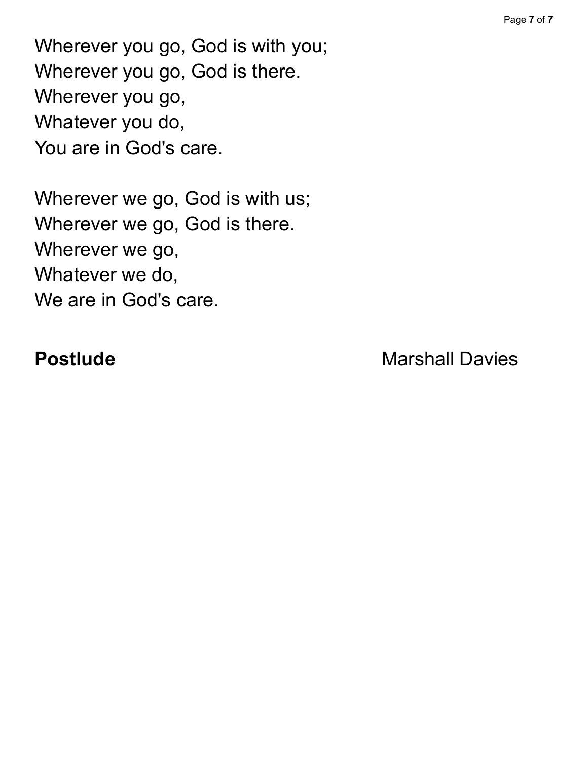Wherever you go, God is with you;
Wherever you go, God is there.
Wherever you go,
Whatever you do,
You are in God's care.

Wherever we go, God is with us;
Wherever we go, God is there.
Wherever we go,
Whatever we do,
We are in God's care.

**Postlude** Marshall Davies